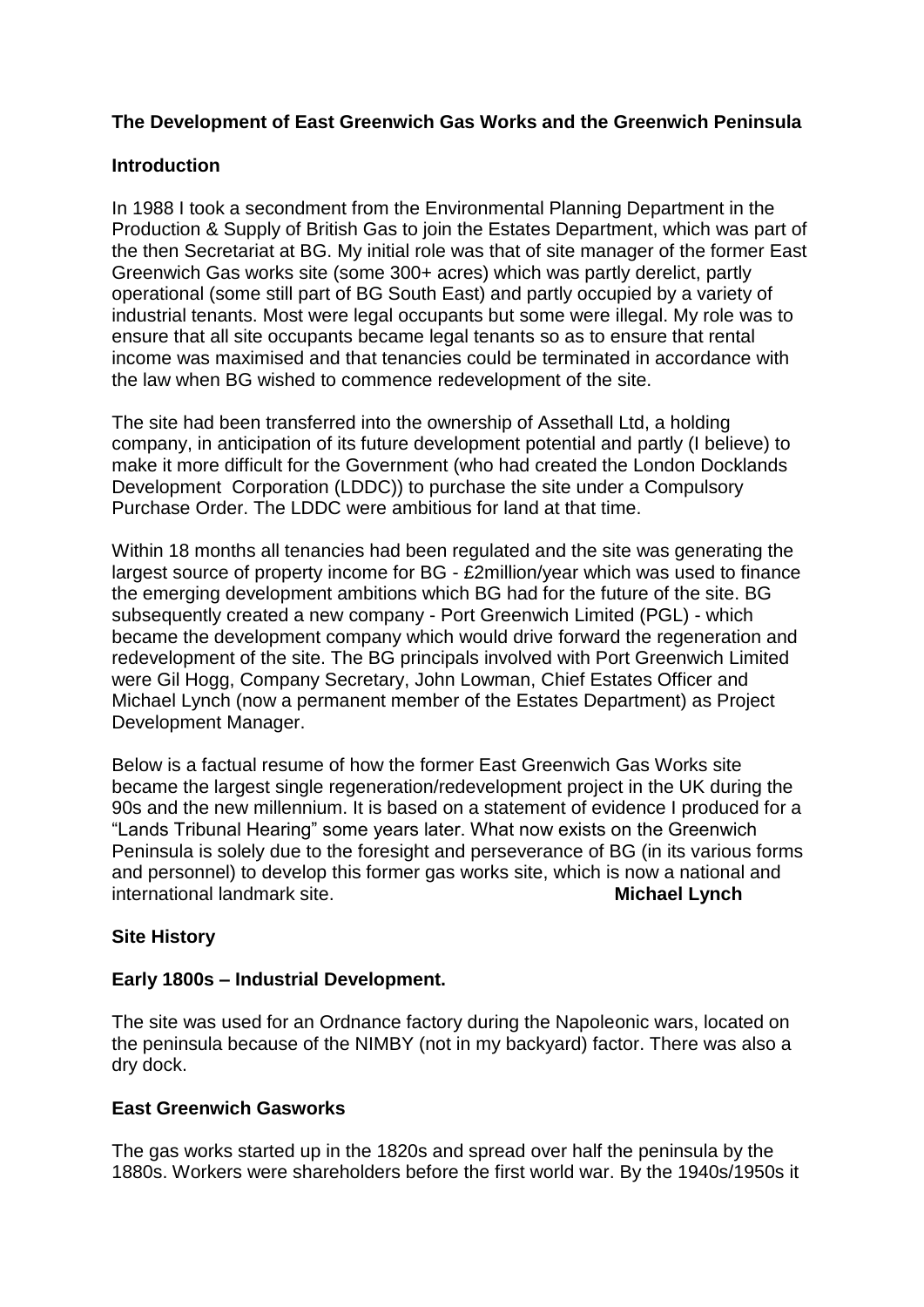**The Development of East Greenwich Gas Works and the Greenwich Peninsula**

**Introduction**

In 1988 I took a secondment from the Environmental Planning Department in the Production & Supply of British Gas to join the Estates Department, which was part of the then Secretariat at BG. My initial role was that of site manager of the former East Greenwich Gas works site (some 300+ acres) which was partly derelict, partly operational (some still part of BG South East) and partly occupied by a variety of industrial tenants. Most were legal occupants but some were illegal. My role was to ensure that all site occupants became legal tenants so as to ensure that rental income was maximised and that tenancies could be terminated in accordance with the law when BG wished to commence redevelopment of the site.

The site had been transferred into the ownership of Assethall Ltd, a holding company, in anticipation of its future development potential and partly (I believe) to make it more difficult for the Government (who had created the London Docklands Development Corporation (LDDC)) to purchase the site under a Compulsory Purchase Order. The LDDC were ambitious for land at that time.

Within 18 months all tenancies had been regulated and the site was generating the largest source of property income for BG - £2million/year which was used to finance the emerging development ambitions which BG had for the future of the site. BG subsequently created a new company - Port Greenwich Limited (PGL) - which became the development company which would drive forward the regeneration and redevelopment of the site. The BG principals involved with Port Greenwich Limited were Gil Hogg, Company Secretary, John Lowman, Chief Estates Officer and Michael Lynch (now a permanent member of the Estates Department) as Project Development Manager.

Below is a factual resume of how the former East Greenwich Gas Works site became the largest single regeneration/redevelopment project in the UK during the 90s and the new millennium. It is based on a statement of evidence I produced for a "Lands Tribunal Hearing" some years later. What now exists on the Greenwich Peninsula is solely due to the foresight and perseverance of BG (in its various forms and personnel) to develop this former gas works site, which is now a national and international landmark site. **Michael Lynch**

**Site History**

**Early 1800s – Industrial Development.**

The site was used for an Ordnance factory during the Napoleonic wars, located on the peninsula because of the NIMBY (not in my backyard) factor. There was also a dry dock.

**East Greenwich Gasworks**

The gas works started up in the 1820s and spread over half the peninsula by the 1880s. Workers were shareholders before the first world war. By the 1940s/1950s it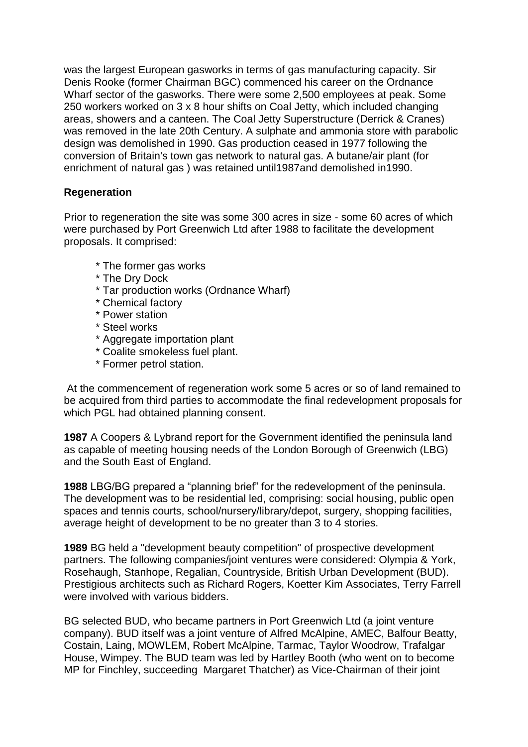was the largest European gasworks in terms of gas manufacturing capacity. Sir Denis Rooke (former Chairman BGC) commenced his career on the Ordnance Wharf sector of the gasworks. There were some 2,500 employees at peak. Some 250 workers worked on 3 x 8 hour shifts on Coal Jetty, which included changing areas, showers and a canteen. The Coal Jetty Superstructure (Derrick & Cranes) was removed in the late 20th Century. A sulphate and ammonia store with parabolic design was demolished in 1990. Gas production ceased in 1977 following the conversion of Britain's town gas network to natural gas. A butane/air plant (for enrichment of natural gas ) was retained until1987and demolished in1990.

## Regeneration

Prior to regeneration the site was some 300 acres in size - some 60 acres of which were purchased by Port Greenwich Ltd after 1988 to facilitate the development proposals. It comprised:

- The former gas works
- The Dry Dock
- Tar production works (Ordnance Wharf)
- Chemical factory
- Power station
- Steel works
- Aggregate importation plant
- Coalite smokeless fuel plant.
- Former petrol station.

At the commencement of regeneration work some 5 acres or so of land remained to be acquired from third parties to accommodate the final redevelopment proposals for which PGL had obtained planning consent.

**1987** A Coopers & Lybrand report for the Government identified the peninsula land as capable of meeting housing needs of the London Borough of Greenwich (LBG) and the South East of England.

**1988** LBG/BG prepared a "planning brief" for the redevelopment of the peninsula. The development was to be residential led, comprising: social housing, public open spaces and tennis courts, school/nursery/library/depot, surgery, shopping facilities, average height of development to be no greater than 3 to 4 stories.

**1989** BG held a "development beauty competition" of prospective development partners. The following companies/joint ventures were considered: Olympia & York, Rosehaugh, Stanhope, Regalian, Countryside, British Urban Development (BUD). Prestigious architects such as Richard Rogers, Koetter Kim Associates, Terry Farrell were involved with various bidders.

BG selected BUD, who became partners in Port Greenwich Ltd (a joint venture company). BUD itself was a joint venture of Alfred McAlpine, AMEC, Balfour Beatty, Costain, Laing, MOWLEM, Robert McAlpine, Tarmac, Taylor Woodrow, Trafalgar House, Wimpey. The BUD team was led by Hartley Booth (who went on to become MP for Finchley, succeeding Margaret Thatcher) as Vice-Chairman of their joint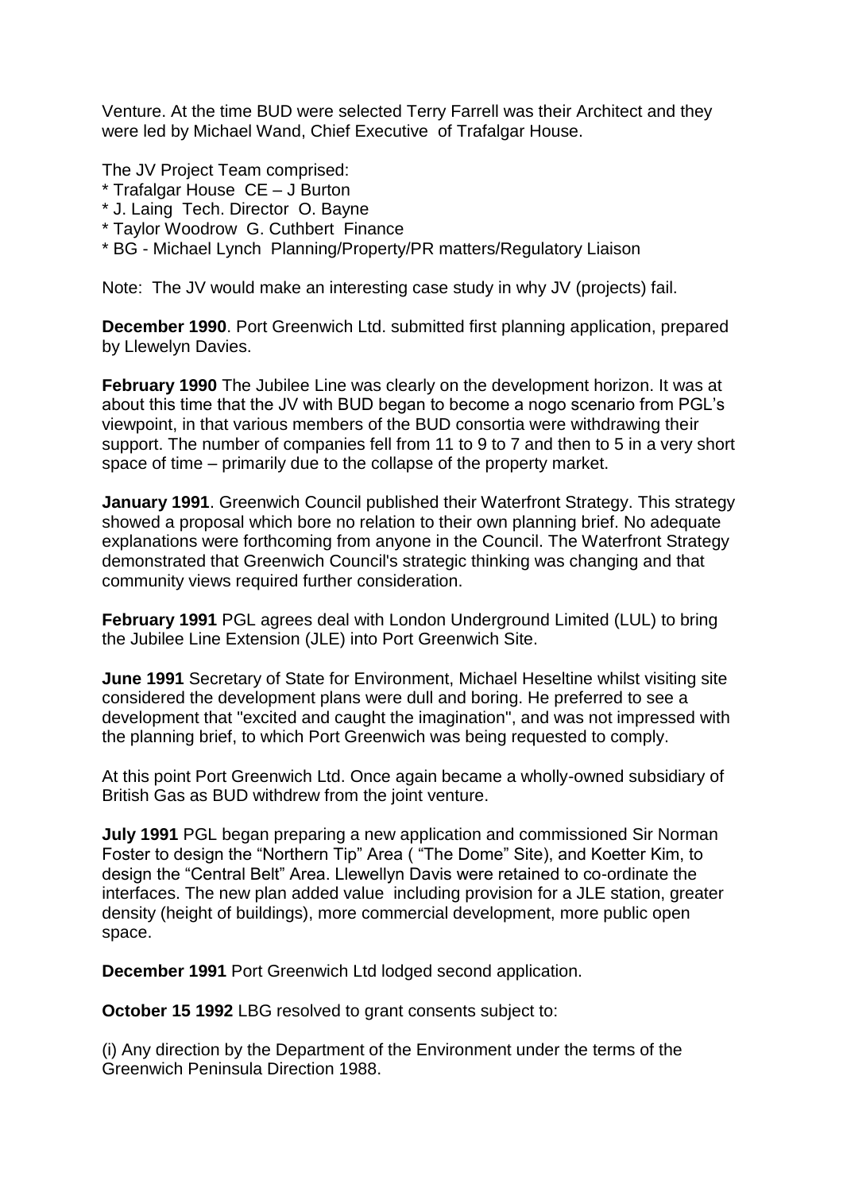Venture. At the time BUD were selected Terry Farrell was their Architect and they were led by Michael Wand, Chief Executive of Trafalgar House.

The JV Project Team comprised:

* Trafalgar House CE – J Burton
* J. Laing Tech. Director O. Bayne
* Taylor Woodrow G. Cuthbert Finance
* BG - Michael Lynch Planning/Property/PR matters/Regulatory Liaison

Note: The JV would make an interesting case study in why JV (projects) fail.

**December 1990**. Port Greenwich Ltd. submitted first planning application, prepared by Llewelyn Davies.

**February 1990** The Jubilee Line was clearly on the development horizon. It was at about this time that the JV with BUD began to become a nogo scenario from PGL's viewpoint, in that various members of the BUD consortia were withdrawing their support. The number of companies fell from 11 to 9 to 7 and then to 5 in a very short space of time – primarily due to the collapse of the property market.

**January 1991**. Greenwich Council published their Waterfront Strategy. This strategy showed a proposal which bore no relation to their own planning brief. No adequate explanations were forthcoming from anyone in the Council. The Waterfront Strategy demonstrated that Greenwich Council's strategic thinking was changing and that community views required further consideration.

**February 1991** PGL agrees deal with London Underground Limited (LUL) to bring the Jubilee Line Extension (JLE) into Port Greenwich Site.

**June 1991** Secretary of State for Environment, Michael Heseltine whilst visiting site considered the development plans were dull and boring. He preferred to see a development that "excited and caught the imagination", and was not impressed with the planning brief, to which Port Greenwich was being requested to comply.

At this point Port Greenwich Ltd. Once again became a wholly-owned subsidiary of British Gas as BUD withdrew from the joint venture.

**July 1991** PGL began preparing a new application and commissioned Sir Norman Foster to design the "Northern Tip" Area ( "The Dome" Site), and Koetter Kim, to design the "Central Belt" Area. Llewellyn Davis were retained to co-ordinate the interfaces. The new plan added value including provision for a JLE station, greater density (height of buildings), more commercial development, more public open space.

**December 1991** Port Greenwich Ltd lodged second application.

**October 15 1992** LBG resolved to grant consents subject to:

(i) Any direction by the Department of the Environment under the terms of the Greenwich Peninsula Direction 1988.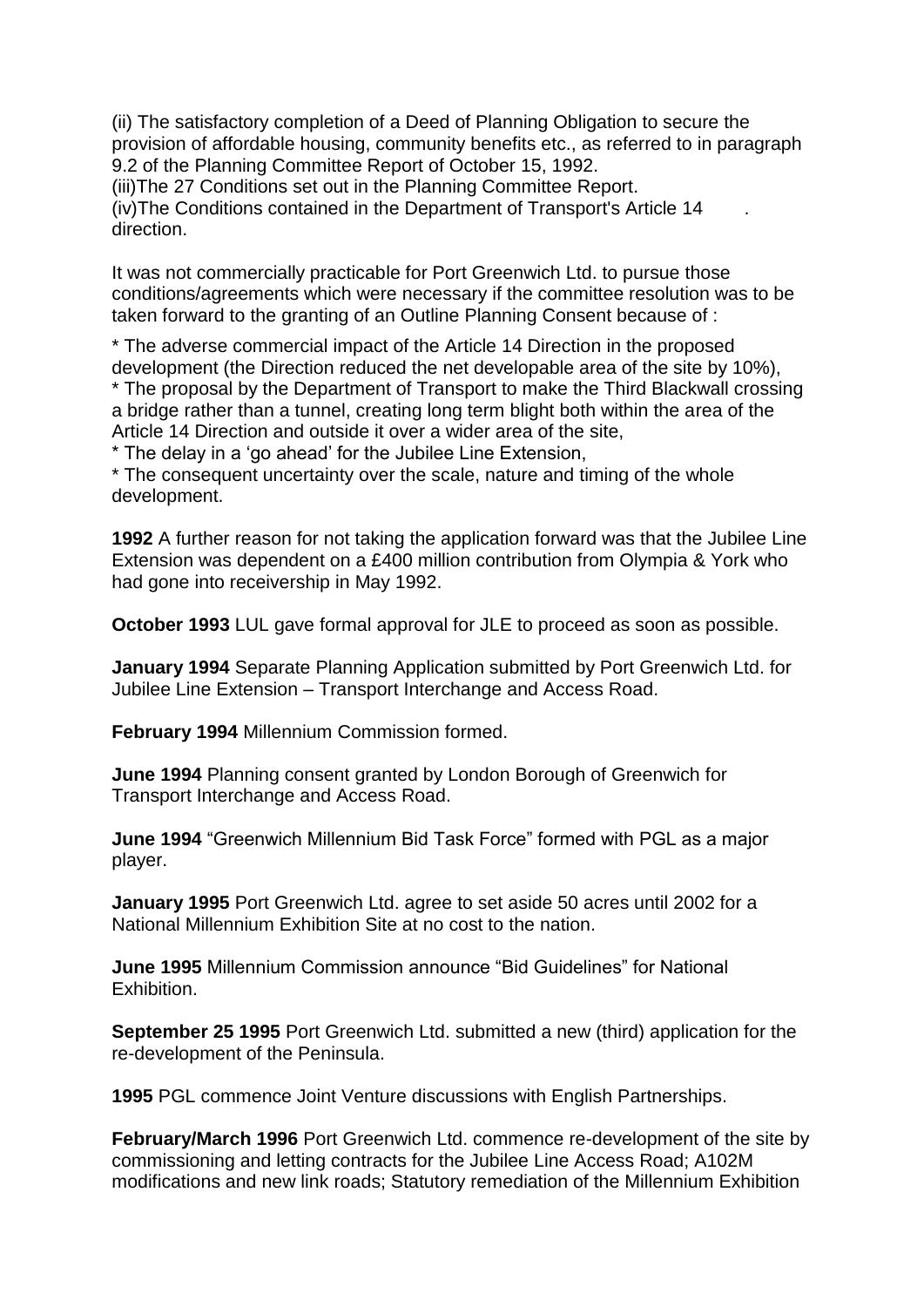(ii) The satisfactory completion of a Deed of Planning Obligation to secure the provision of affordable housing, community benefits etc., as referred to in paragraph 9.2 of the Planning Committee Report of October 15, 1992.
(iii)The 27 Conditions set out in the Planning Committee Report.
(iv)The Conditions contained in the Department of Transport's Article 14 direction.

It was not commercially practicable for Port Greenwich Ltd. to pursue those conditions/agreements which were necessary if the committee resolution was to be taken forward to the granting of an Outline Planning Consent because of :

* The adverse commercial impact of the Article 14 Direction in the proposed development (the Direction reduced the net developable area of the site by 10%),
* The proposal by the Department of Transport to make the Third Blackwall crossing a bridge rather than a tunnel, creating long term blight both within the area of the Article 14 Direction and outside it over a wider area of the site,
* The delay in a 'go ahead' for the Jubilee Line Extension,
* The consequent uncertainty over the scale, nature and timing of the whole development.

**1992** A further reason for not taking the application forward was that the Jubilee Line Extension was dependent on a £400 million contribution from Olympia & York who had gone into receivership in May 1992.

**October 1993** LUL gave formal approval for JLE to proceed as soon as possible.

**January 1994** Separate Planning Application submitted by Port Greenwich Ltd. for Jubilee Line Extension – Transport Interchange and Access Road.

**February 1994** Millennium Commission formed.

**June 1994** Planning consent granted by London Borough of Greenwich for Transport Interchange and Access Road.

**June 1994** "Greenwich Millennium Bid Task Force" formed with PGL as a major player.

**January 1995** Port Greenwich Ltd. agree to set aside 50 acres until 2002 for a National Millennium Exhibition Site at no cost to the nation.

**June 1995** Millennium Commission announce "Bid Guidelines" for National Exhibition.

**September 25 1995** Port Greenwich Ltd. submitted a new (third) application for the re-development of the Peninsula.

**1995** PGL commence Joint Venture discussions with English Partnerships.

**February/March 1996** Port Greenwich Ltd. commence re-development of the site by commissioning and letting contracts for the Jubilee Line Access Road; A102M modifications and new link roads; Statutory remediation of the Millennium Exhibition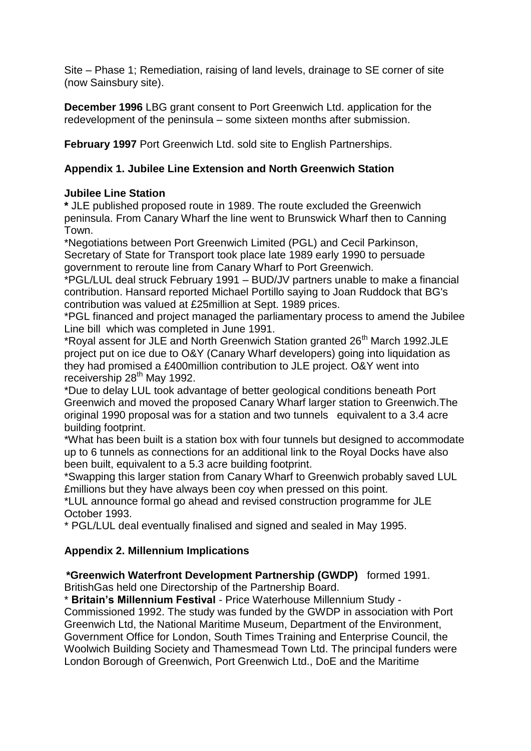Site – Phase 1; Remediation, raising of land levels, drainage to SE corner of site (now Sainsbury site).

**December 1996** LBG grant consent to Port Greenwich Ltd. application for the redevelopment of the peninsula – some sixteen months after submission.

**February 1997** Port Greenwich Ltd. sold site to English Partnerships.

## Appendix 1. Jubilee Line Extension and North Greenwich Station

### Jubilee Line Station

**\*** JLE published proposed route in 1989. The route excluded the Greenwich peninsula. From Canary Wharf the line went to Brunswick Wharf then to Canning Town.

\*Negotiations between Port Greenwich Limited (PGL) and Cecil Parkinson, Secretary of State for Transport took place late 1989 early 1990 to persuade government to reroute line from Canary Wharf to Port Greenwich.

\*PGL/LUL deal struck February 1991 – BUD/JV partners unable to make a financial contribution. Hansard reported Michael Portillo saying to Joan Ruddock that BG's contribution was valued at £25million at Sept. 1989 prices.

\*PGL financed and project managed the parliamentary process to amend the Jubilee Line bill which was completed in June 1991.

\*Royal assent for JLE and North Greenwich Station granted 26th March 1992.JLE project put on ice due to O&Y (Canary Wharf developers) going into liquidation as they had promised a £400million contribution to JLE project. O&Y went into receivership 28th May 1992.

\*Due to delay LUL took advantage of better geological conditions beneath Port Greenwich and moved the proposed Canary Wharf larger station to Greenwich.The original 1990 proposal was for a station and two tunnels equivalent to a 3.4 acre building footprint.

\*What has been built is a station box with four tunnels but designed to accommodate up to 6 tunnels as connections for an additional link to the Royal Docks have also been built, equivalent to a 5.3 acre building footprint.

\*Swapping this larger station from Canary Wharf to Greenwich probably saved LUL £millions but they have always been coy when pressed on this point.

\*LUL announce formal go ahead and revised construction programme for JLE October 1993.

\* PGL/LUL deal eventually finalised and signed and sealed in May 1995.

## Appendix 2. Millennium Implications

**\*Greenwich Waterfront Development Partnership (GWDP)** formed 1991. BritishGas held one Directorship of the Partnership Board.

\* **Britain's Millennium Festival** - Price Waterhouse Millennium Study - Commissioned 1992. The study was funded by the GWDP in association with Port Greenwich Ltd, the National Maritime Museum, Department of the Environment, Government Office for London, South Times Training and Enterprise Council, the Woolwich Building Society and Thamesmead Town Ltd. The principal funders were London Borough of Greenwich, Port Greenwich Ltd., DoE and the Maritime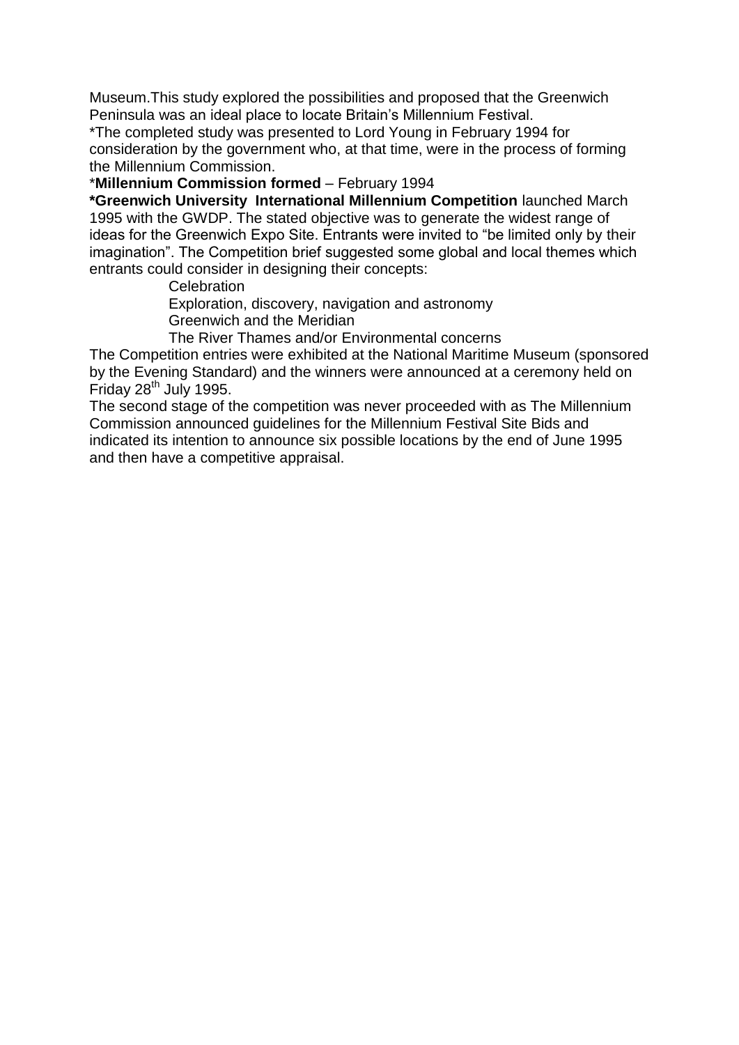Museum.This study explored the possibilities and proposed that the Greenwich Peninsula was an ideal place to locate Britain's Millennium Festival.

*The completed study was presented to Lord Young in February 1994 for consideration by the government who, at that time, were in the process of forming the Millennium Commission.

***Millennium Commission formed** – February 1994

**\*Greenwich University International Millennium Competition** launched March 1995 with the GWDP. The stated objective was to generate the widest range of ideas for the Greenwich Expo Site. Entrants were invited to "be limited only by their imagination". The Competition brief suggested some global and local themes which entrants could consider in designing their concepts:

- Celebration
- Exploration, discovery, navigation and astronomy
- Greenwich and the Meridian
- The River Thames and/or Environmental concerns

The Competition entries were exhibited at the National Maritime Museum (sponsored by the Evening Standard) and the winners were announced at a ceremony held on Friday 28th July 1995.

The second stage of the competition was never proceeded with as The Millennium Commission announced guidelines for the Millennium Festival Site Bids and indicated its intention to announce six possible locations by the end of June 1995 and then have a competitive appraisal.